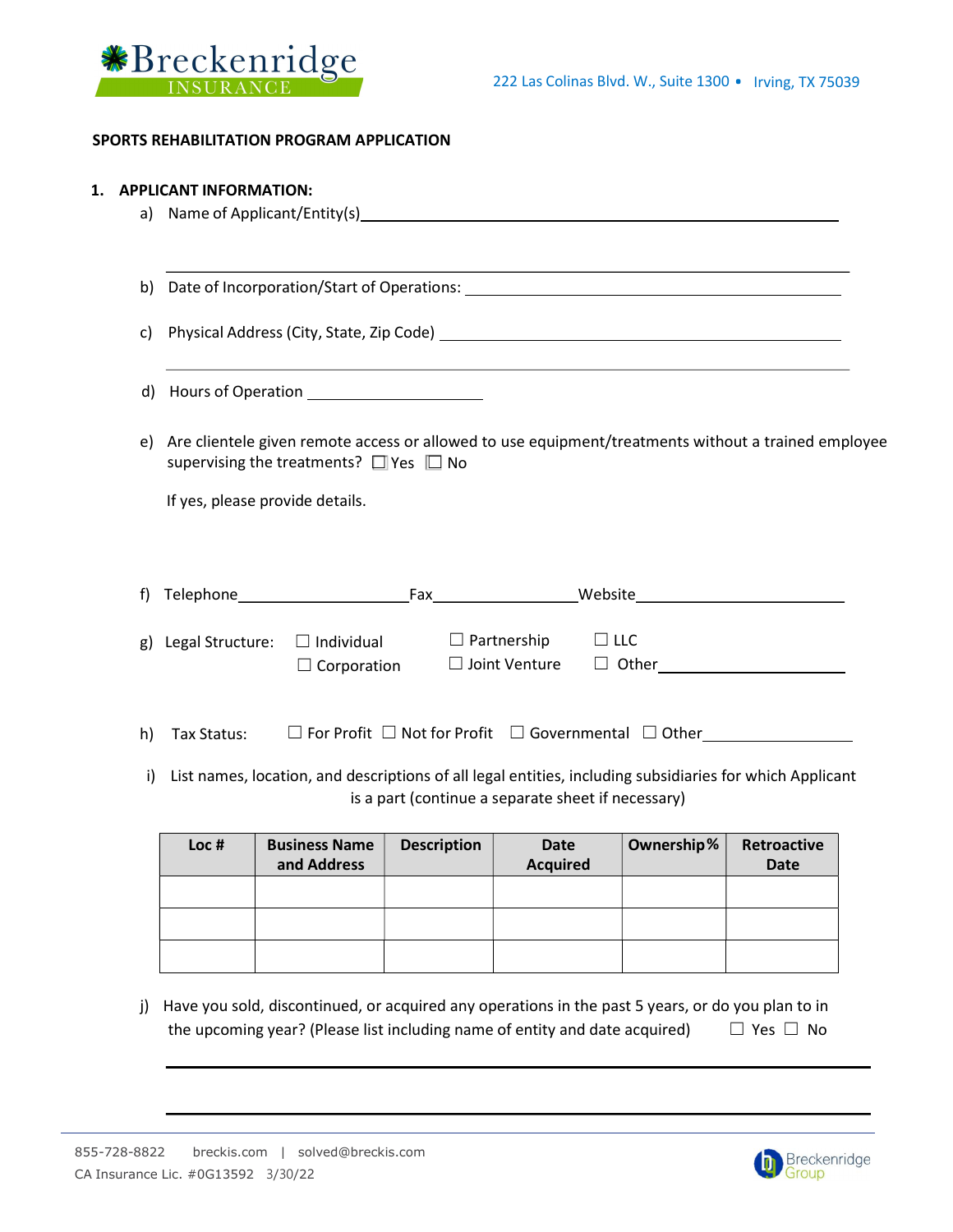Breckenridge INSURANCE

222 Las Colinas Blvd. W., Suite 1300 • Irving, TX 75039

**SPORTS REHABILITATION PROGRAM APPLICATION**

**1. APPLICANT INFORMATION:**

a) Name of Applicant/Entity(s)\_\_\_\_\_\_\_\_\_\_\_\_\_\_\_\_\_\_\_\_\_\_\_\_\_\_\_\_\_\_\_\_\_\_\_\_\_\_\_\_\_\_\_\_

\_\_\_\_\_\_\_\_\_\_\_\_\_\_\_\_\_\_\_\_\_\_\_\_\_\_\_\_\_\_\_\_\_\_\_\_\_\_\_\_\_\_\_\_\_\_\_\_\_\_\_\_\_\_\_\_\_\_\_\_\_\_\_\_

b) Date of Incorporation/Start of Operations: \_\_\_\_\_\_\_\_\_\_\_\_\_\_\_\_\_\_\_\_\_\_\_\_\_\_\_\_\_\_\_\_\_\_

c) Physical Address (City, State, Zip Code) \_\_\_\_\_\_\_\_\_\_\_\_\_\_\_\_\_\_\_\_\_\_\_\_\_\_\_\_\_\_\_\_\_\_\_\_

\_\_\_\_\_\_\_\_\_\_\_\_\_\_\_\_\_\_\_\_\_\_\_\_\_\_\_\_\_\_\_\_\_\_\_\_\_\_\_\_\_\_\_\_\_\_\_\_\_\_\_\_\_\_\_\_\_\_\_\_\_\_\_\_

d) Hours of Operation \_\_\_\_\_\_\_\_\_\_\_\_\_\_\_

e) Are clientele given remote access or allowed to use equipment/treatments without a trained employee supervising the treatments? ☐ Yes ☐ No

If yes, please provide details.

f) Telephone\_\_\_\_\_\_\_\_\_\_\_\_\_\_\_\_\_\_\_\_Fax\_\_\_\_\_\_\_\_\_\_\_\_\_\_\_\_\_Website\_\_\_\_\_\_\_\_\_\_\_\_\_\_\_\_\_\_\_\_\_\_

g) Legal Structure: ☐ Individual ☐ Partnership ☐ LLC ☐ Corporation ☐ Joint Venture ☐ Other\_\_\_\_\_\_\_\_\_\_\_\_\_\_\_\_

h) Tax Status: ☐ For Profit ☐ Not for Profit ☐ Governmental ☐ Other\_\_\_\_\_\_\_\_\_\_\_\_\_\_\_\_

i) List names, location, and descriptions of all legal entities, including subsidiaries for which Applicant is a part (continue a separate sheet if necessary)

| Loc # | Business Name and Address | Description | Date Acquired | Ownership% | Retroactive Date |
|---|---|---|---|---|---|
| | | | | | |
| | | | | | |
| | | | | | |

j) Have you sold, discontinued, or acquired any operations in the past 5 years, or do you plan to in the upcoming year? (Please list including name of entity and date acquired) ☐ Yes ☐ No

\_\_\_\_\_\_\_\_\_\_\_\_\_\_\_\_\_\_\_\_\_\_\_\_\_\_\_\_\_\_\_\_\_\_\_\_\_\_\_\_\_\_\_\_\_\_\_\_\_\_\_\_\_\_\_\_\_\_\_\_\_\_\_\_

\_\_\_\_\_\_\_\_\_\_\_\_\_\_\_\_\_\_\_\_\_\_\_\_\_\_\_\_\_\_\_\_\_\_\_\_\_\_\_\_\_\_\_\_\_\_\_\_\_\_\_\_\_\_\_\_\_\_\_\_\_\_\_\_

855-728-8822 breckis.com | solved@breckis.com
CA Insurance Lic. #0G13592 3/30/22

Breckenridge Group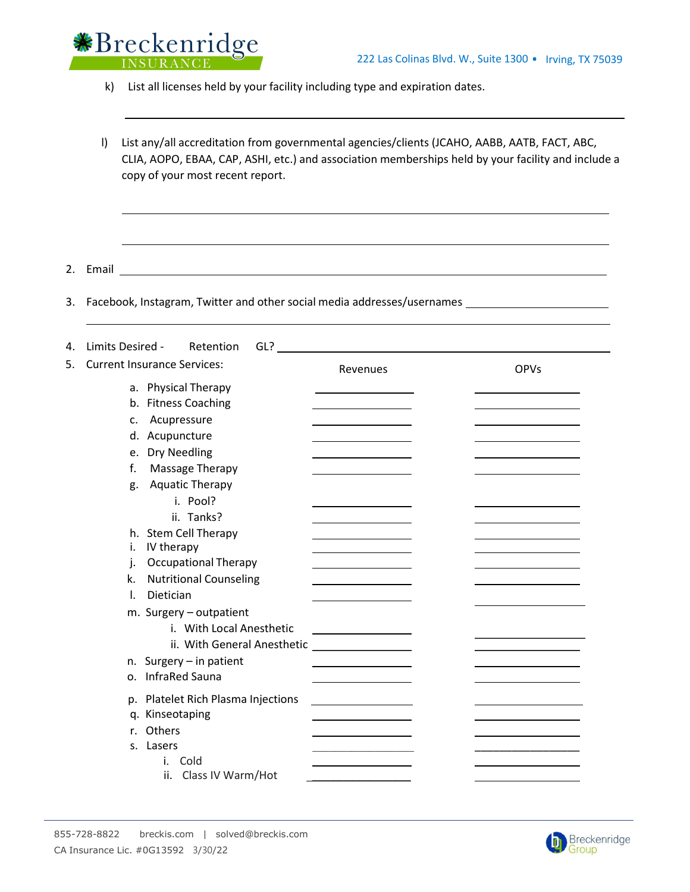k) List all licenses held by your facility including type and expiration dates.

\_\_\_\_\_\_\_\_\_\_\_\_\_\_\_\_\_\_\_\_\_\_\_\_\_\_\_\_\_\_\_\_\_\_\_\_\_\_\_\_\_\_\_\_\_\_\_\_\_\_\_\_\_\_\_\_\_\_\_\_

l) List any/all accreditation from governmental agencies/clients (JCAHO, AABB, AATB, FACT, ABC, CLIA, AOPO, EBAA, CAP, ASHI, etc.) and association memberships held by your facility and include a copy of your most recent report.

\_\_\_\_\_\_\_\_\_\_\_\_\_\_\_\_\_\_\_\_\_\_\_\_\_\_\_\_\_\_\_\_\_\_\_\_\_\_\_\_\_\_\_\_\_\_\_\_\_\_\_\_\_\_\_\_\_\_\_\_

\_\_\_\_\_\_\_\_\_\_\_\_\_\_\_\_\_\_\_\_\_\_\_\_\_\_\_\_\_\_\_\_\_\_\_\_\_\_\_\_\_\_\_\_\_\_\_\_\_\_\_\_\_\_\_\_\_\_\_\_

2. Email \_\_\_\_\_\_\_\_\_\_\_\_\_\_\_\_\_\_\_\_\_\_\_\_\_\_\_\_\_\_\_\_\_\_\_\_\_\_\_\_\_\_\_\_\_\_\_\_\_\_\_\_\_\_

3. Facebook, Instagram, Twitter and other social media addresses/usernames \_\_\_\_\_\_\_\_\_\_\_\_\_\_\_\_\_\_\_\_

\_\_\_\_\_\_\_\_\_\_\_\_\_\_\_\_\_\_\_\_\_\_\_\_\_\_\_\_\_\_\_\_\_\_\_\_\_\_\_\_\_\_\_\_\_\_\_\_\_\_\_\_\_\_\_\_\_\_\_\_

4. Limits Desired - Retention GL? \_\_\_\_\_\_\_\_\_\_\_\_\_\_\_\_\_\_\_\_\_\_\_\_\_\_\_\_\_\_\_\_\_\_\_\_\_\_\_\_\_\_\_\_
5. Current Insurance Services:

| Service | Revenues | OPVs |
|---|---|---|
| a. Physical Therapy | | |
| b. Fitness Coaching | | |
| c. Acupressure | | |
| d. Acupuncture | | |
| e. Dry Needling | | |
| f. Massage Therapy | | |
| g. Aquatic Therapy | | |
| i. Pool? | | |
| ii. Tanks? | | |
| h. Stem Cell Therapy | | |
| i. IV therapy | | |
| j. Occupational Therapy | | |
| k. Nutritional Counseling | | |
| l. Dietician | | |
| m. Surgery – outpatient | | |
| i. With Local Anesthetic | | |
| ii. With General Anesthetic | | |
| n. Surgery – in patient | | |
| o. InfraRed Sauna | | |
| p. Platelet Rich Plasma Injections | | |
| q. Kinseotaping | | |
| r. Others | | |
| s. Lasers | | |
| i. Cold | | |
| ii. Class IV Warm/Hot | | |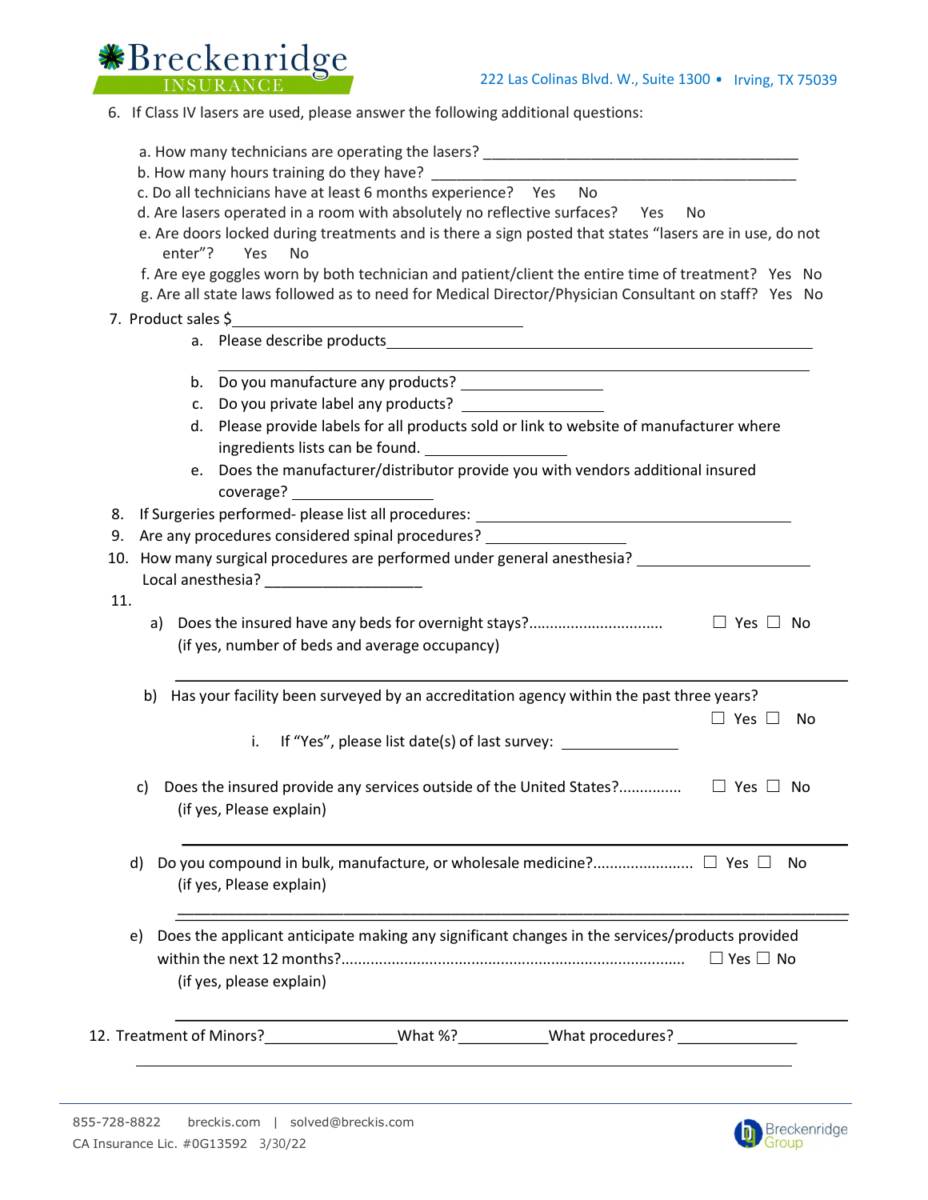6. If Class IV lasers are used, please answer the following additional questions:

   a. How many technicians are operating the lasers? ________________________________________
   b. How many hours training do they have? ________________________________________
   c. Do all technicians have at least 6 months experience? Yes No
   d. Are lasers operated in a room with absolutely no reflective surfaces? Yes No
   e. Are doors locked during treatments and is there a sign posted that states "lasers are in use, do not enter"? Yes No
   f. Are eye goggles worn by both technician and patient/client the entire time of treatment? Yes No
   g. Are all state laws followed as to need for Medical Director/Physician Consultant on staff? Yes No

7. Product sales $ ________________________________
   a. Please describe products ________________________________________________
   ________________________________________________
   b. Do you manufacture any products? ________________
   c. Do you private label any products? ________________
   d. Please provide labels for all products sold or link to website of manufacturer where ingredients lists can be found. ________________
   e. Does the manufacturer/distributor provide you with vendors additional insured coverage? ________________

8. If Surgeries performed- please list all procedures: ________________________________
9. Are any procedures considered spinal procedures? ________________
10. How many surgical procedures are performed under general anesthesia? ________________
    Local anesthesia? ___________________
11.
    a) Does the insured have any beds for overnight stays?................................ ☐ Yes ☐ No
    (if yes, number of beds and average occupancy)
    ________________________________________________
    b) Has your facility been surveyed by an accreditation agency within the past three years? ☐ Yes ☐ No
       i. If "Yes", please list date(s) of last survey: ______________
    c) Does the insured provide any services outside of the United States?............... ☐ Yes ☐ No
    (if yes, Please explain)
    ________________________________________________
    d) Do you compound in bulk, manufacture, or wholesale medicine?........................ ☐ Yes ☐ No
    (if yes, Please explain)
    ________________________________________________
    e) Does the applicant anticipate making any significant changes in the services/products provided within the next 12 months?................................................................................. ☐ Yes ☐ No
    (if yes, please explain)
    ________________________________________________

12. Treatment of Minors?________________ What %?___________ What procedures? ______________
________________________________________________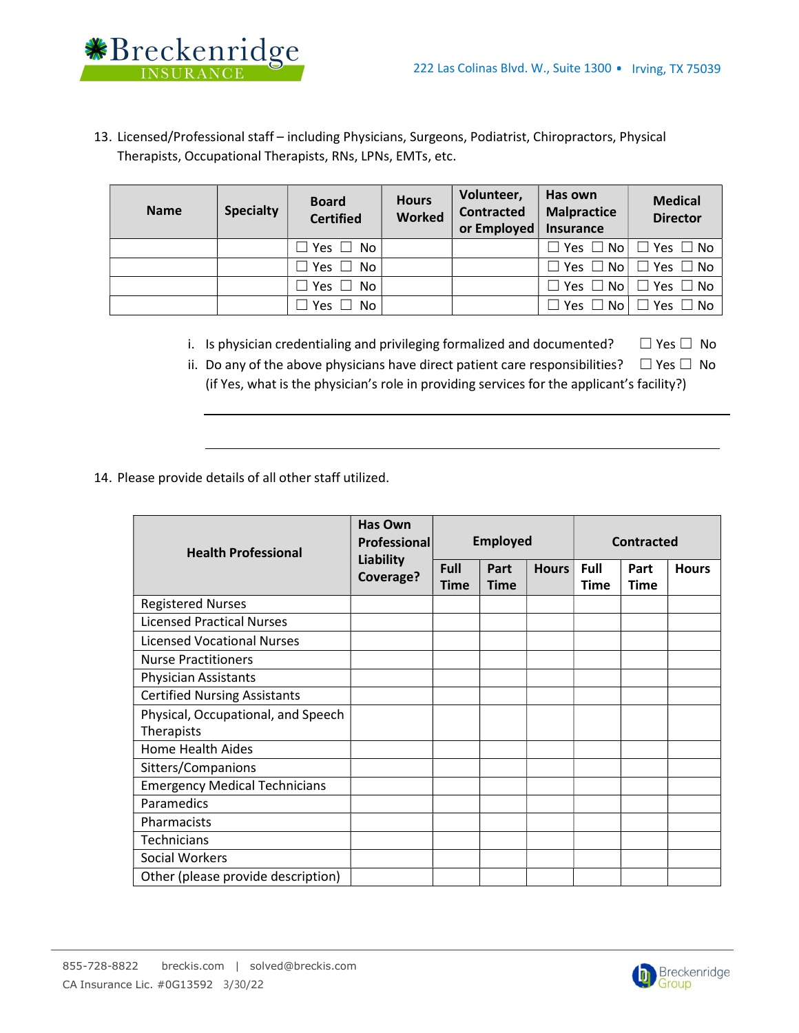13. Licensed/Professional staff – including Physicians, Surgeons, Podiatrist, Chiropractors, Physical Therapists, Occupational Therapists, RNs, LPNs, EMTs, etc.

| Name | Specialty | Board Certified | Hours Worked | Volunteer, Contracted or Employed | Has own Malpractice Insurance | Medical Director |
|---|---|---|---|---|---|---|
| | | ☐ Yes ☐ No | | | ☐ Yes ☐ No | ☐ Yes ☐ No |
| | | ☐ Yes ☐ No | | | ☐ Yes ☐ No | ☐ Yes ☐ No |
| | | ☐ Yes ☐ No | | | ☐ Yes ☐ No | ☐ Yes ☐ No |
| | | ☐ Yes ☐ No | | | ☐ Yes ☐ No | ☐ Yes ☐ No |

i. Is physician credentialing and privileging formalized and documented? ☐ Yes ☐ No

ii. Do any of the above physicians have direct patient care responsibilities? ☐ Yes ☐ No
(if Yes, what is the physician's role in providing services for the applicant's facility?)

_______________________________________________

_______________________________________________

14. Please provide details of all other staff utilized.

| Health Professional | Has Own Professional Liability Coverage? | Employed | | | Contracted | | |
|---|---|---|---|---|---|---|---|
| | | Full Time | Part Time | Hours | Full Time | Part Time | Hours |
| Registered Nurses | | | | | | | |
| Licensed Practical Nurses | | | | | | | |
| Licensed Vocational Nurses | | | | | | | |
| Nurse Practitioners | | | | | | | |
| Physician Assistants | | | | | | | |
| Certified Nursing Assistants | | | | | | | |
| Physical, Occupational, and Speech Therapists | | | | | | | |
| Home Health Aides | | | | | | | |
| Sitters/Companions | | | | | | | |
| Emergency Medical Technicians | | | | | | | |
| Paramedics | | | | | | | |
| Pharmacists | | | | | | | |
| Technicians | | | | | | | |
| Social Workers | | | | | | | |
| Other (please provide description) | | | | | | | |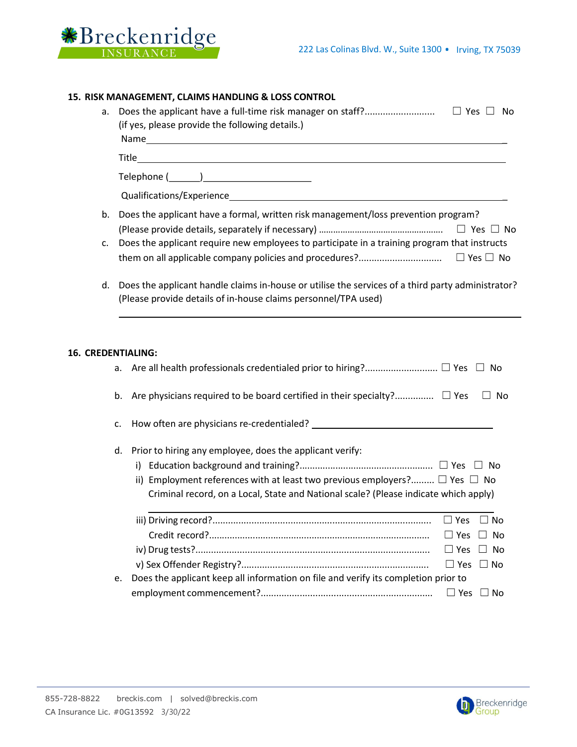## 15. RISK MANAGEMENT, CLAIMS HANDLING & LOSS CONTROL

a. Does the applicant have a full-time risk manager on staff?.......................... ☐ Yes ☐ No
(if yes, please provide the following details.)
Name_______________________________________________________________

Title_______________________________________________________________

Telephone (______)_____________________

Qualifications/Experience_____________________________________________

b. Does the applicant have a formal, written risk management/loss prevention program?
(Please provide details, separately if necessary) ................................................. ☐ Yes ☐ No

c. Does the applicant require new employees to participate in a training program that instructs them on all applicable company policies and procedures?............................... ☐ Yes ☐ No

d. Does the applicant handle claims in-house or utilise the services of a third party administrator?
(Please provide details of in-house claims personnel/TPA used)

_______________________________________________________________

## 16. CREDENTIALING:

a. Are all health professionals credentialed prior to hiring?............................ ☐ Yes ☐ No

b. Are physicians required to be board certified in their specialty?............... ☐ Yes ☐ No

c. How often are physicians re-credentialed? ______________________________

d. Prior to hiring any employee, does the applicant verify:

i) Education background and training?.................................................. ☐ Yes ☐ No
ii) Employment references with at least two previous employers?......... ☐ Yes ☐ No
Criminal record, on a Local, State and National scale? (Please indicate which apply)
_______________________________________________________________
iii) Driving record?................................................................................. ☐ Yes ☐ No
Credit record?....................................................................................... ☐ Yes ☐ No
iv) Drug tests?.......................................................................................... ☐ Yes ☐ No
v) Sex Offender Registry?....................................................................... ☐ Yes ☐ No

e. Does the applicant keep all information on file and verify its completion prior to employment commencement?................................................................. ☐ Yes ☐ No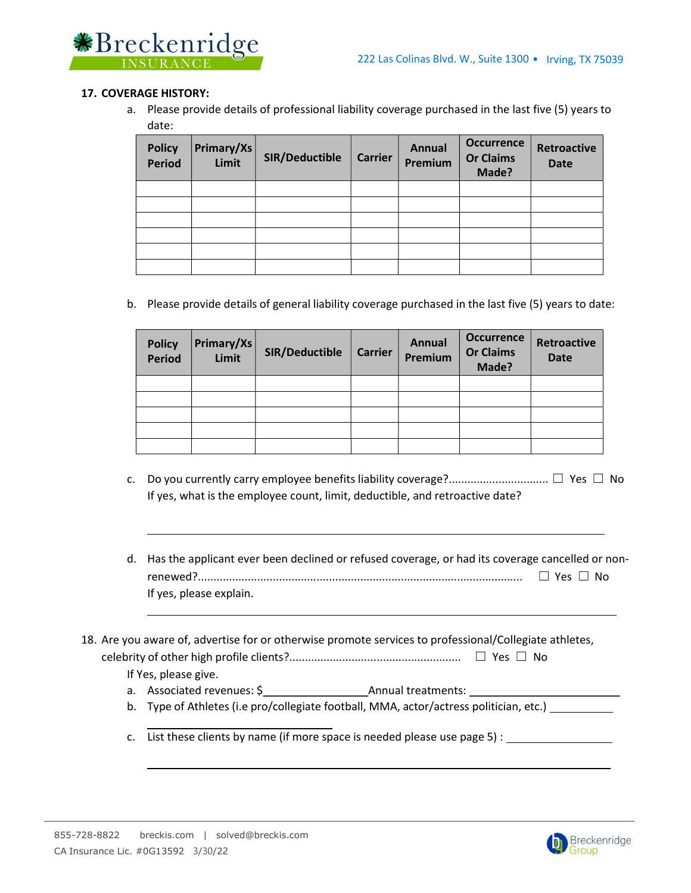**17. COVERAGE HISTORY:**

a. Please provide details of professional liability coverage purchased in the last five (5) years to date:

| Policy Period | Primary/Xs Limit | SIR/Deductible | Carrier | Annual Premium | Occurrence Or Claims Made? | Retroactive Date |
|---|---|---|---|---|---|---|
| | | | | | | |
| | | | | | | |
| | | | | | | |
| | | | | | | |
| | | | | | | |
| | | | | | | |

b. Please provide details of general liability coverage purchased in the last five (5) years to date:

| Policy Period | Primary/Xs Limit | SIR/Deductible | Carrier | Annual Premium | Occurrence Or Claims Made? | Retroactive Date |
|---|---|---|---|---|---|---|
| | | | | | | |
| | | | | | | |
| | | | | | | |
| | | | | | | |
| | | | | | | |

c. Do you currently carry employee benefits liability coverage?................................ ☐ Yes ☐ No
If yes, what is the employee count, limit, deductible, and retroactive date?

\_\_\_\_\_\_\_\_\_\_\_\_\_\_\_\_\_\_\_\_\_\_\_\_\_\_\_\_\_\_\_\_\_\_\_\_\_\_\_\_\_\_\_\_\_\_\_\_\_\_\_\_\_\_\_\_\_\_\_\_

d. Has the applicant ever been declined or refused coverage, or had its coverage cancelled or non-renewed?........................................................................................................ ☐ Yes ☐ No
If yes, please explain.

\_\_\_\_\_\_\_\_\_\_\_\_\_\_\_\_\_\_\_\_\_\_\_\_\_\_\_\_\_\_\_\_\_\_\_\_\_\_\_\_\_\_\_\_\_\_\_\_\_\_\_\_\_\_\_\_\_\_\_\_

18. Are you aware of, advertise for or otherwise promote services to professional/Collegiate athletes, celebrity of other high profile clients?...................................................... ☐ Yes ☐ No

If Yes, please give.

a. Associated revenues: $\_\_\_\_\_\_\_\_\_\_\_\_\_\_\_\_ Annual treatments: \_\_\_\_\_\_\_\_\_\_\_\_\_\_\_\_\_\_\_\_

b. Type of Athletes (i.e pro/collegiate football, MMA, actor/actress politician, etc.) \_\_\_\_\_\_\_\_\_\_

\_\_\_\_\_\_\_\_\_\_\_\_\_\_\_\_\_\_\_\_\_\_\_\_\_\_\_\_

c. List these clients by name (if more space is needed please use page 5) : \_\_\_\_\_\_\_\_\_\_\_\_\_\_\_\_

\_\_\_\_\_\_\_\_\_\_\_\_\_\_\_\_\_\_\_\_\_\_\_\_\_\_\_\_\_\_\_\_\_\_\_\_\_\_\_\_\_\_\_\_\_\_\_\_\_\_\_\_\_\_\_\_\_\_\_\_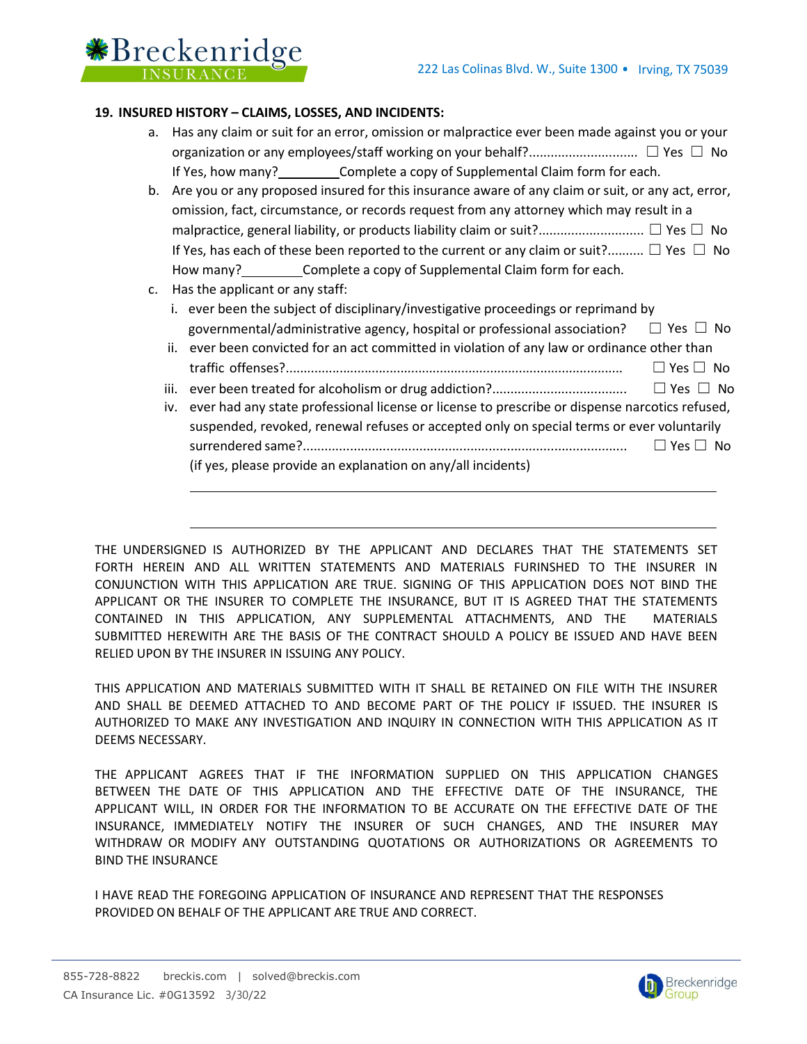**19. INSURED HISTORY – CLAIMS, LOSSES, AND INCIDENTS:**

a. Has any claim or suit for an error, omission or malpractice ever been made against you or your organization or any employees/staff working on your behalf?............................. ☐ Yes ☐ No
   If Yes, how many?\_\_\_\_\_\_\_\_\_Complete a copy of Supplemental Claim form for each.

b. Are you or any proposed insured for this insurance aware of any claim or suit, or any act, error, omission, fact, circumstance, or records request from any attorney which may result in a malpractice, general liability, or products liability claim or suit?............................ ☐ Yes ☐ No
   If Yes, has each of these been reported to the current or any claim or suit?.......... ☐ Yes ☐ No
   How many?\_\_\_\_\_\_\_\_\_Complete a copy of Supplemental Claim form for each.

c. Has the applicant or any staff:
   i. ever been the subject of disciplinary/investigative proceedings or reprimand by governmental/administrative agency, hospital or professional association? ☐ Yes ☐ No
   ii. ever been convicted for an act committed in violation of any law or ordinance other than traffic offenses?........................................................................................... ☐ Yes ☐ No
   iii. ever been treated for alcoholism or drug addiction?.................................... ☐ Yes ☐ No
   iv. ever had any state professional license or license to prescribe or dispense narcotics refused, suspended, revoked, renewal refuses or accepted only on special terms or ever voluntarily surrendered same?....................................................................................... ☐ Yes ☐ No
   (if yes, please provide an explanation on any/all incidents)

   \_\_\_\_\_\_\_\_\_\_\_\_\_\_\_\_\_\_\_\_\_\_\_\_\_\_\_\_\_\_\_\_\_\_\_\_\_\_\_\_\_\_\_\_\_\_\_\_\_\_\_\_\_\_\_\_\_\_\_\_

   \_\_\_\_\_\_\_\_\_\_\_\_\_\_\_\_\_\_\_\_\_\_\_\_\_\_\_\_\_\_\_\_\_\_\_\_\_\_\_\_\_\_\_\_\_\_\_\_\_\_\_\_\_\_\_\_\_\_\_\_

THE UNDERSIGNED IS AUTHORIZED BY THE APPLICANT AND DECLARES THAT THE STATEMENTS SET FORTH HEREIN AND ALL WRITTEN STATEMENTS AND MATERIALS FURINSHED TO THE INSURER IN CONJUNCTION WITH THIS APPLICATION ARE TRUE. SIGNING OF THIS APPLICATION DOES NOT BIND THE APPLICANT OR THE INSURER TO COMPLETE THE INSURANCE, BUT IT IS AGREED THAT THE STATEMENTS CONTAINED IN THIS APPLICATION, ANY SUPPLEMENTAL ATTACHMENTS, AND THE MATERIALS SUBMITTED HEREWITH ARE THE BASIS OF THE CONTRACT SHOULD A POLICY BE ISSUED AND HAVE BEEN RELIED UPON BY THE INSURER IN ISSUING ANY POLICY.

THIS APPLICATION AND MATERIALS SUBMITTED WITH IT SHALL BE RETAINED ON FILE WITH THE INSURER AND SHALL BE DEEMED ATTACHED TO AND BECOME PART OF THE POLICY IF ISSUED. THE INSURER IS AUTHORIZED TO MAKE ANY INVESTIGATION AND INQUIRY IN CONNECTION WITH THIS APPLICATION AS IT DEEMS NECESSARY.

THE APPLICANT AGREES THAT IF THE INFORMATION SUPPLIED ON THIS APPLICATION CHANGES BETWEEN THE DATE OF THIS APPLICATION AND THE EFFECTIVE DATE OF THE INSURANCE, THE APPLICANT WILL, IN ORDER FOR THE INFORMATION TO BE ACCURATE ON THE EFFECTIVE DATE OF THE INSURANCE, IMMEDIATELY NOTIFY THE INSURER OF SUCH CHANGES, AND THE INSURER MAY WITHDRAW OR MODIFY ANY OUTSTANDING QUOTATIONS OR AUTHORIZATIONS OR AGREEMENTS TO BIND THE INSURANCE

I HAVE READ THE FOREGOING APPLICATION OF INSURANCE AND REPRESENT THAT THE RESPONSES PROVIDED ON BEHALF OF THE APPLICANT ARE TRUE AND CORRECT.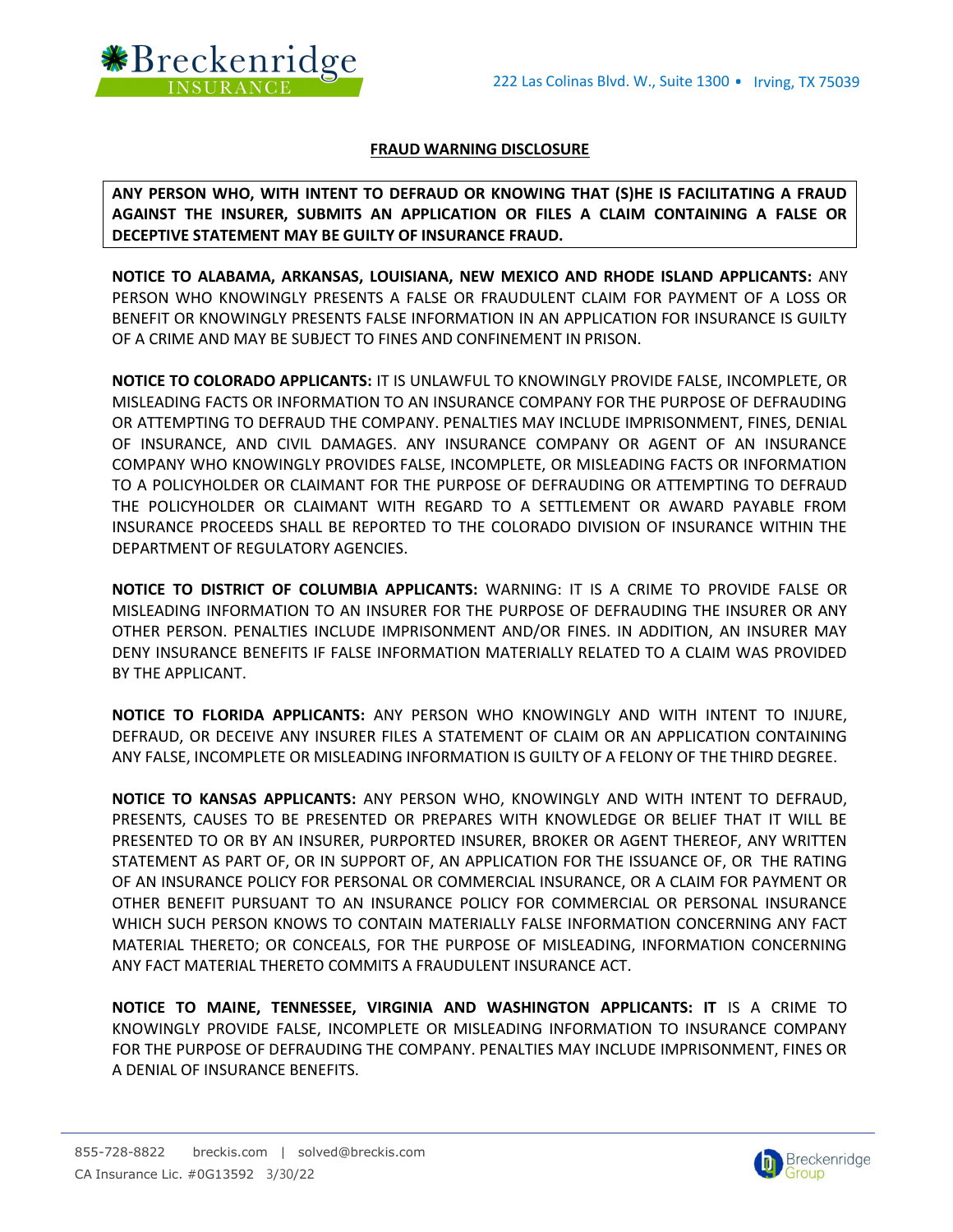**FRAUD WARNING DISCLOSURE**

**ANY PERSON WHO, WITH INTENT TO DEFRAUD OR KNOWING THAT (S)HE IS FACILITATING A FRAUD AGAINST THE INSURER, SUBMITS AN APPLICATION OR FILES A CLAIM CONTAINING A FALSE OR DECEPTIVE STATEMENT MAY BE GUILTY OF INSURANCE FRAUD.**

**NOTICE TO ALABAMA, ARKANSAS, LOUISIANA, NEW MEXICO AND RHODE ISLAND APPLICANTS:** ANY PERSON WHO KNOWINGLY PRESENTS A FALSE OR FRAUDULENT CLAIM FOR PAYMENT OF A LOSS OR BENEFIT OR KNOWINGLY PRESENTS FALSE INFORMATION IN AN APPLICATION FOR INSURANCE IS GUILTY OF A CRIME AND MAY BE SUBJECT TO FINES AND CONFINEMENT IN PRISON.

**NOTICE TO COLORADO APPLICANTS:** IT IS UNLAWFUL TO KNOWINGLY PROVIDE FALSE, INCOMPLETE, OR MISLEADING FACTS OR INFORMATION TO AN INSURANCE COMPANY FOR THE PURPOSE OF DEFRAUDING OR ATTEMPTING TO DEFRAUD THE COMPANY. PENALTIES MAY INCLUDE IMPRISONMENT, FINES, DENIAL OF INSURANCE, AND CIVIL DAMAGES. ANY INSURANCE COMPANY OR AGENT OF AN INSURANCE COMPANY WHO KNOWINGLY PROVIDES FALSE, INCOMPLETE, OR MISLEADING FACTS OR INFORMATION TO A POLICYHOLDER OR CLAIMANT FOR THE PURPOSE OF DEFRAUDING OR ATTEMPTING TO DEFRAUD THE POLICYHOLDER OR CLAIMANT WITH REGARD TO A SETTLEMENT OR AWARD PAYABLE FROM INSURANCE PROCEEDS SHALL BE REPORTED TO THE COLORADO DIVISION OF INSURANCE WITHIN THE DEPARTMENT OF REGULATORY AGENCIES.

**NOTICE TO DISTRICT OF COLUMBIA APPLICANTS:** WARNING: IT IS A CRIME TO PROVIDE FALSE OR MISLEADING INFORMATION TO AN INSURER FOR THE PURPOSE OF DEFRAUDING THE INSURER OR ANY OTHER PERSON. PENALTIES INCLUDE IMPRISONMENT AND/OR FINES. IN ADDITION, AN INSURER MAY DENY INSURANCE BENEFITS IF FALSE INFORMATION MATERIALLY RELATED TO A CLAIM WAS PROVIDED BY THE APPLICANT.

**NOTICE TO FLORIDA APPLICANTS:** ANY PERSON WHO KNOWINGLY AND WITH INTENT TO INJURE, DEFRAUD, OR DECEIVE ANY INSURER FILES A STATEMENT OF CLAIM OR AN APPLICATION CONTAINING ANY FALSE, INCOMPLETE OR MISLEADING INFORMATION IS GUILTY OF A FELONY OF THE THIRD DEGREE.

**NOTICE TO KANSAS APPLICANTS:** ANY PERSON WHO, KNOWINGLY AND WITH INTENT TO DEFRAUD, PRESENTS, CAUSES TO BE PRESENTED OR PREPARES WITH KNOWLEDGE OR BELIEF THAT IT WILL BE PRESENTED TO OR BY AN INSURER, PURPORTED INSURER, BROKER OR AGENT THEREOF, ANY WRITTEN STATEMENT AS PART OF, OR IN SUPPORT OF, AN APPLICATION FOR THE ISSUANCE OF, OR THE RATING OF AN INSURANCE POLICY FOR PERSONAL OR COMMERCIAL INSURANCE, OR A CLAIM FOR PAYMENT OR OTHER BENEFIT PURSUANT TO AN INSURANCE POLICY FOR COMMERCIAL OR PERSONAL INSURANCE WHICH SUCH PERSON KNOWS TO CONTAIN MATERIALLY FALSE INFORMATION CONCERNING ANY FACT MATERIAL THERETO; OR CONCEALS, FOR THE PURPOSE OF MISLEADING, INFORMATION CONCERNING ANY FACT MATERIAL THERETO COMMITS A FRAUDULENT INSURANCE ACT.

**NOTICE TO MAINE, TENNESSEE, VIRGINIA AND WASHINGTON APPLICANTS: IT** IS A CRIME TO KNOWINGLY PROVIDE FALSE, INCOMPLETE OR MISLEADING INFORMATION TO INSURANCE COMPANY FOR THE PURPOSE OF DEFRAUDING THE COMPANY. PENALTIES MAY INCLUDE IMPRISONMENT, FINES OR A DENIAL OF INSURANCE BENEFITS.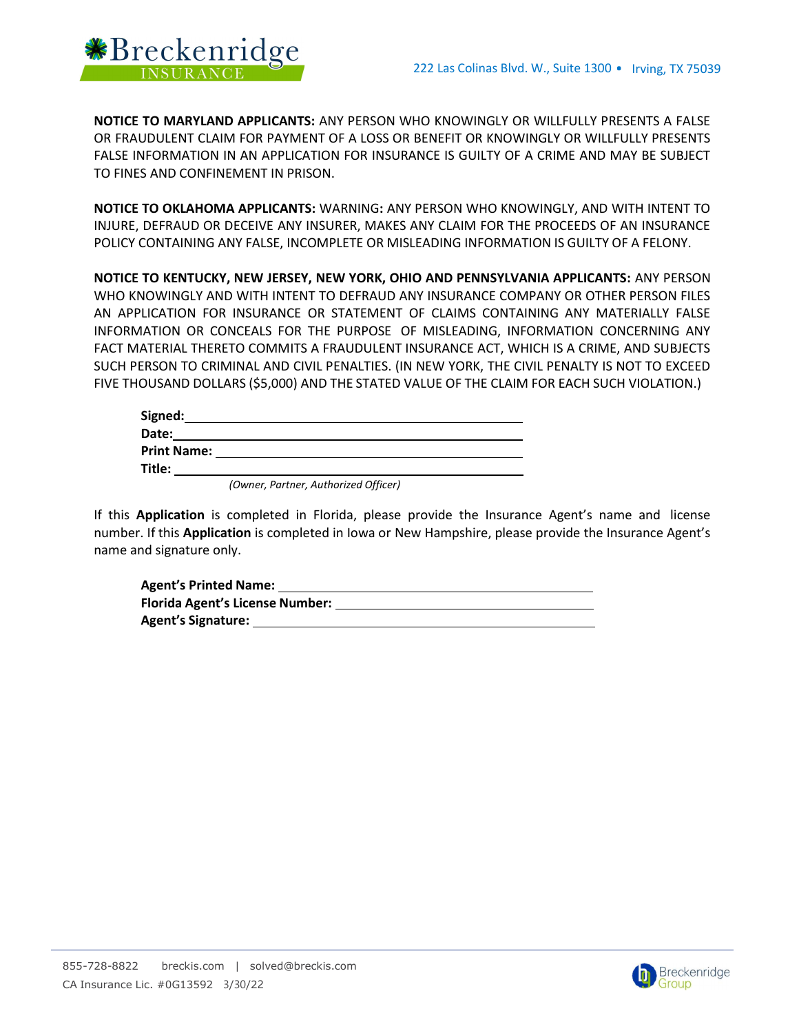**NOTICE TO MARYLAND APPLICANTS:** ANY PERSON WHO KNOWINGLY OR WILLFULLY PRESENTS A FALSE OR FRAUDULENT CLAIM FOR PAYMENT OF A LOSS OR BENEFIT OR KNOWINGLY OR WILLFULLY PRESENTS FALSE INFORMATION IN AN APPLICATION FOR INSURANCE IS GUILTY OF A CRIME AND MAY BE SUBJECT TO FINES AND CONFINEMENT IN PRISON.

**NOTICE TO OKLAHOMA APPLICANTS:** WARNING**:** ANY PERSON WHO KNOWINGLY, AND WITH INTENT TO INJURE, DEFRAUD OR DECEIVE ANY INSURER, MAKES ANY CLAIM FOR THE PROCEEDS OF AN INSURANCE POLICY CONTAINING ANY FALSE, INCOMPLETE OR MISLEADING INFORMATION IS GUILTY OF A FELONY.

**NOTICE TO KENTUCKY, NEW JERSEY, NEW YORK, OHIO AND PENNSYLVANIA APPLICANTS:** ANY PERSON WHO KNOWINGLY AND WITH INTENT TO DEFRAUD ANY INSURANCE COMPANY OR OTHER PERSON FILES AN APPLICATION FOR INSURANCE OR STATEMENT OF CLAIMS CONTAINING ANY MATERIALLY FALSE INFORMATION OR CONCEALS FOR THE PURPOSE OF MISLEADING, INFORMATION CONCERNING ANY FACT MATERIAL THERETO COMMITS A FRAUDULENT INSURANCE ACT, WHICH IS A CRIME, AND SUBJECTS SUCH PERSON TO CRIMINAL AND CIVIL PENALTIES. (IN NEW YORK, THE CIVIL PENALTY IS NOT TO EXCEED FIVE THOUSAND DOLLARS ($5,000) AND THE STATED VALUE OF THE CLAIM FOR EACH SUCH VIOLATION.)

**Signed:** ______________________________

**Date:** ______________________________

**Print Name:** ______________________________

**Title:** ______________________________

*(Owner, Partner, Authorized Officer)*

If this **Application** is completed in Florida, please provide the Insurance Agent's name and license number. If this **Application** is completed in Iowa or New Hampshire, please provide the Insurance Agent's name and signature only.

**Agent's Printed Name:** ______________________________

**Florida Agent's License Number:** ______________________________

**Agent's Signature:** ______________________________